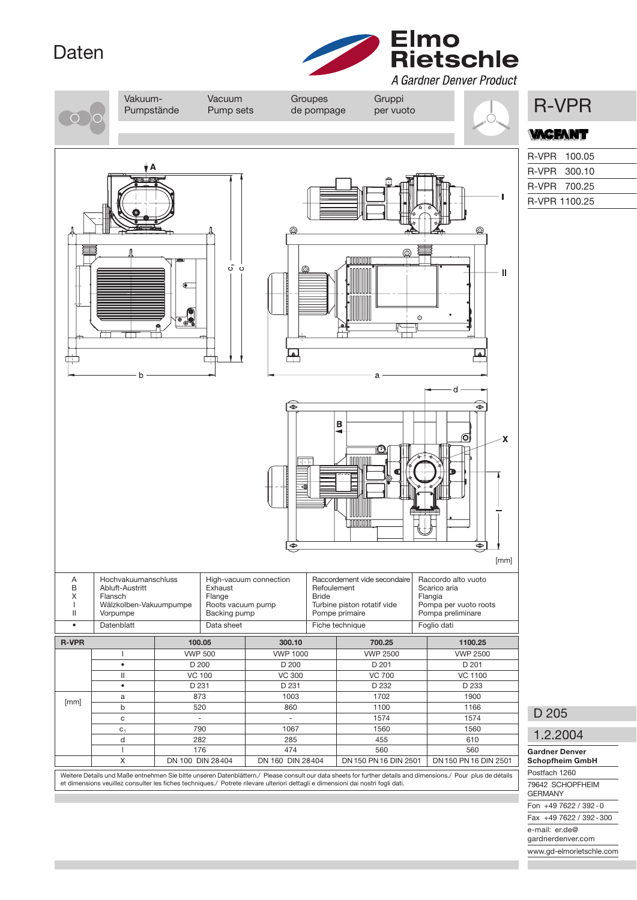# Daten

**Elmo Rietschle**
*A Gardner Denver Product*

| Vakuum-Pumpstände | Vacuum Pump sets | Groupes de pompage | Gruppi per vuoto |
|---|---|---|---|

# R-VPR

VACFANT

- R-VPR 100.05
- R-VPR 300.10
- R-VPR 700.25
- R-VPR 1100.25

[mm]

| | | | | |
|---|---|---|---|---|
| A | Hochvakuumanschluss | High-vacuum connection | Raccordement vide secondaire | Raccordo alto vuoto |
| B | Abluft-Austritt | Exhaust | Refoulement | Scarico aria |
| X | Flansch | Flange | Bride | Flangia |
| I | Wälzkolben-Vakuumpumpe | Roots vacuum pump | Turbine piston rotatif vide | Pompa per vuoto roots |
| II | Vorpumpe | Backing pump | Pompe primaire | Pompa preliminare |
| • | Datenblatt | Data sheet | Fiche technique | Foglio dati |

| R-VPR | | 100.05 | 300.10 | 700.25 | 1100.25 |
|---|---|---|---|---|---|
| | I | VWP 500 | VWP 1000 | VWP 2500 | VWP 2500 |
| | • | D 200 | D 200 | D 201 | D 201 |
| | II | VC 100 | VC 300 | VC 700 | VC 1100 |
| | • | D 231 | D 231 | D 232 | D 233 |
| [mm] | a | 873 | 1003 | 1702 | 1900 |
| | b | 520 | 860 | 1100 | 1166 |
| | c | - | - | 1574 | 1574 |
| | $c_1$ | 790 | 1067 | 1560 | 1560 |
| | d | 282 | 285 | 455 | 610 |
| | l | 176 | 474 | 560 | 560 |
| | X | DN 100 DIN 28404 | DN 160 DIN 28404 | DN 150 PN 16 DIN 2501 | DN 150 PN 16 DIN 2501 |

Weitere Details und Maße entnehmen Sie bitte unseren Datenblättern./ Please consult our data sheets for further details and dimensions./ Pour plus de détails et dimensions veuillez consulter les fiches techniques./ Potrete rilevare ulteriori dettagli e dimensioni dai nostri fogli dati.

D 205

1.2.2004

**Gardner Denver Schopfheim GmbH**
Postfach 1260
79642 SCHOPFHEIM
GERMANY
Fon +49 7622 / 392-0
Fax +49 7622 / 392-300
e-mail: er.de@gardnerdenver.com
www.gd-elmorietschle.com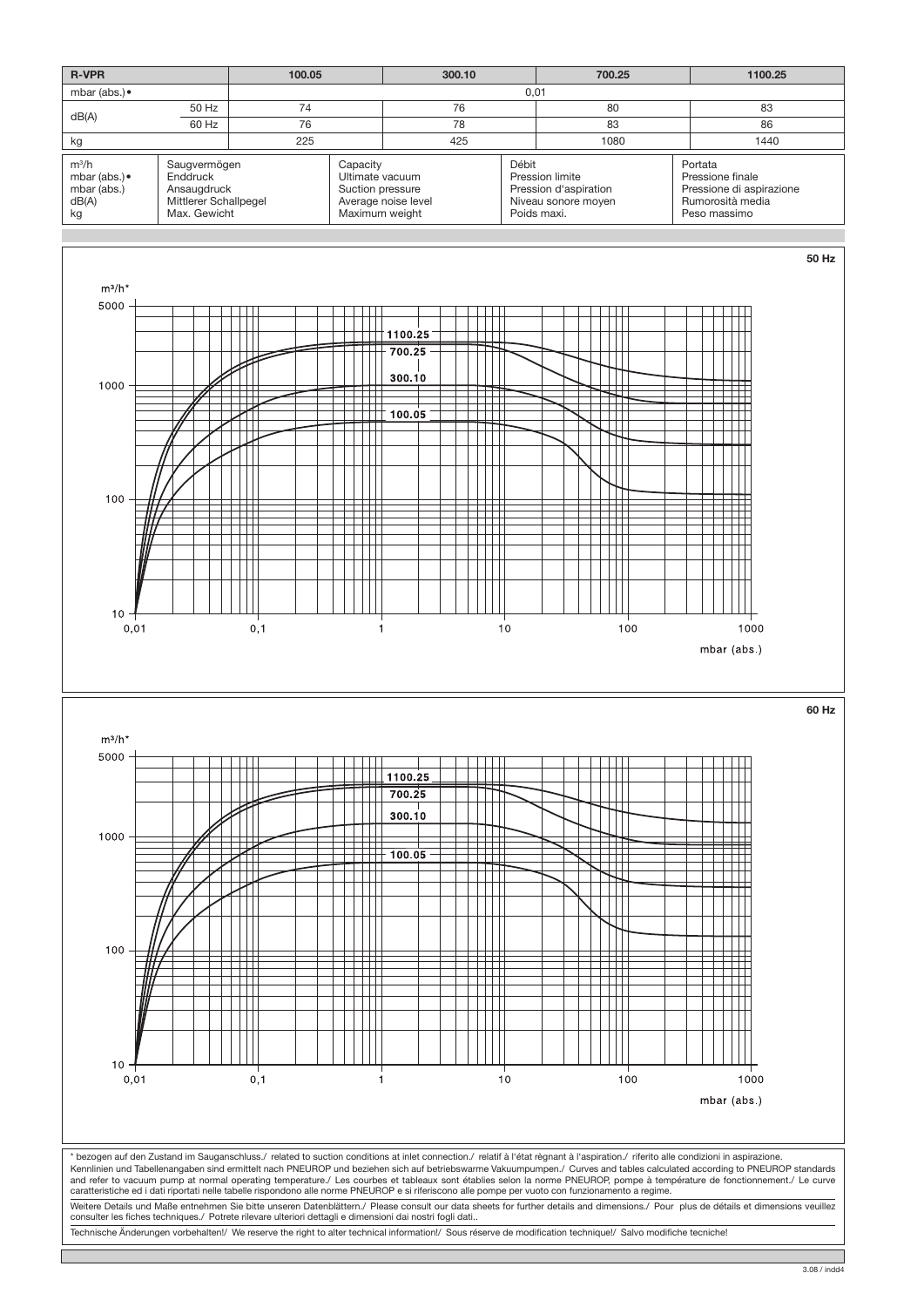| R-VPR | | 100.05 | 300.10 | 700.25 | 1100.25 |
|---|---|---|---|---|---|
| mbar (abs.)• | | 0,01 | | | |
| dB(A) | 50 Hz | 74 | 76 | 80 | 83 |
| | 60 Hz | 76 | 78 | 83 | 86 |
| kg | | 225 | 425 | 1080 | 1440 |

| | | | | |
|---|---|---|---|---|
| m³/h<br>mbar (abs.)•<br>mbar (abs.)<br>dB(A)<br>kg | Saugvermögen<br>Enddruck<br>Ansaugdruck<br>Mittlerer Schallpegel<br>Max. Gewicht | Capacity<br>Ultimate vacuum<br>Suction pressure<br>Average noise level<br>Maximum weight | Débit<br>Pression limite<br>Pression d'aspiration<br>Niveau sonore moyen<br>Poids maxi. | Portata<br>Pressione finale<br>Pressione di aspirazione<br>Rumorosità media<br>Peso massimo |

50 Hz

m³/h*

5000
1000
100
10

1100.25
700.25
300.10
100.05

0,01
0,1
1
10
100
1000

mbar (abs.)

60 Hz

m³/h*

5000
1000
100
10

1100.25
700.25
300.10
100.05

0,01
0,1
1
10
100
1000

mbar (abs.)

* bezogen auf den Zustand im Sauganschluss./ related to suction conditions at inlet connection./ relatif à l'état règnant à l'aspiration./ riferito alle condizioni in aspirazione.
Kennlinien und Tabellenangaben sind ermittelt nach PNEUROP und beziehen sich auf betriebswarme Vakuumpumpen./ Curves and tables calculated according to PNEUROP standards and refer to vacuum pump at normal operating temperature./ Les courbes et tableaux sont établies selon la norme PNEUROP, pompe à température de fonctionnement./ Le curve caratteristiche ed i dati riportati nelle tabelle rispondono alle norme PNEUROP e si riferiscono alle pompe per vuoto con funzionamento a regime.

Weitere Details und Maße entnehmen Sie bitte unseren Datenblättern./ Please consult our data sheets for further details and dimensions./ Pour plus de détails et dimensions veuillez consulter les fiches techniques./ Potrete rilevare ulteriori dettagli e dimensioni dai nostri fogli dati..

Technische Änderungen vorbehalten!/ We reserve the right to alter technical information!/ Sous réserve de modification technique!/ Salvo modifiche tecniche!

3.08 / indd4